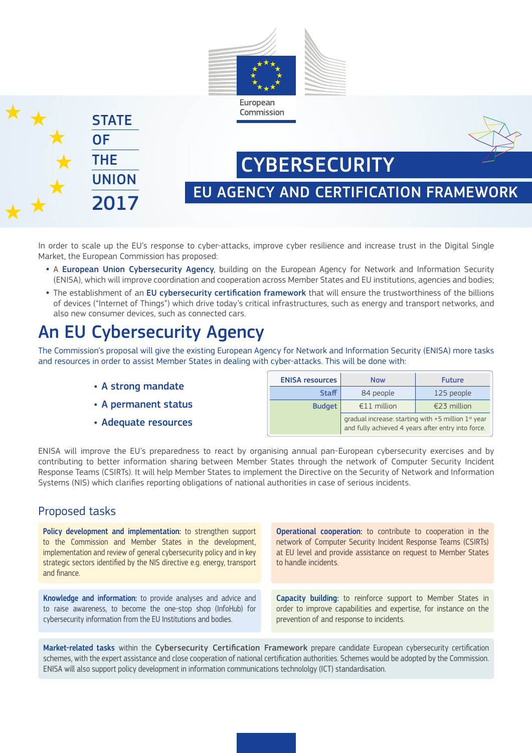European Commission

STATE OF THE UNION 2017

# CYBERSECURITY

## EU AGENCY AND CERTIFICATION FRAMEWORK

In order to scale up the EU's response to cyber-attacks, improve cyber resilience and increase trust in the Digital Single Market, the European Commission has proposed:

- A **European Union Cybersecurity Agency**, building on the European Agency for Network and Information Security (ENISA), which will improve coordination and cooperation across Member States and EU institutions, agencies and bodies;
- The establishment of an **EU cybersecurity certification framework** that will ensure the trustworthiness of the billions of devices ("Internet of Things") which drive today's critical infrastructures, such as energy and transport networks, and also new consumer devices, such as connected cars.

## An EU Cybersecurity Agency

The Commission's proposal will give the existing European Agency for Network and Information Security (ENISA) more tasks and resources in order to assist Member States in dealing with cyber-attacks. This will be done with:

- **A strong mandate**
- **A permanent status**
- **Adequate resources**

| ENISA resources | Now | Future |
|---|---|---|
| Staff | 84 people | 125 people |
| Budget | €11 million | €23 million |
| | gradual increase: starting with +5 million 1st year and fully achieved 4 years after entry into force. | |

ENISA will improve the EU's preparedness to react by organising annual pan-European cybersecurity exercises and by contributing to better information sharing between Member States through the network of Computer Security Incident Response Teams (CSIRTs). It will help Member States to implement the Directive on the Security of Network and Information Systems (NIS) which clarifies reporting obligations of national authorities in case of serious incidents.

### Proposed tasks

**Policy development and implementation:** to strengthen support to the Commission and Member States in the development, implementation and review of general cybersecurity policy and in key strategic sectors identified by the NIS directive e.g. energy, transport and finance.

**Operational cooperation:** to contribute to cooperation in the network of Computer Security Incident Response Teams (CSIRTs) at EU level and provide assistance on request to Member States to handle incidents.

**Knowledge and information:** to provide analyses and advice and to raise awareness, to become the one-stop shop (InfoHub) for cybersecurity information from the EU Institutions and bodies.

**Capacity building:** to reinforce support to Member States in order to improve capabilities and expertise, for instance on the prevention of and response to incidents.

**Market-related tasks** within the **Cybersecurity Certification Framework** prepare candidate European cybersecurity certification schemes, with the expert assistance and close cooperation of national certification authorities. Schemes would be adopted by the Commission. ENISA will also support policy development in information communications technololgy (ICT) standardisation.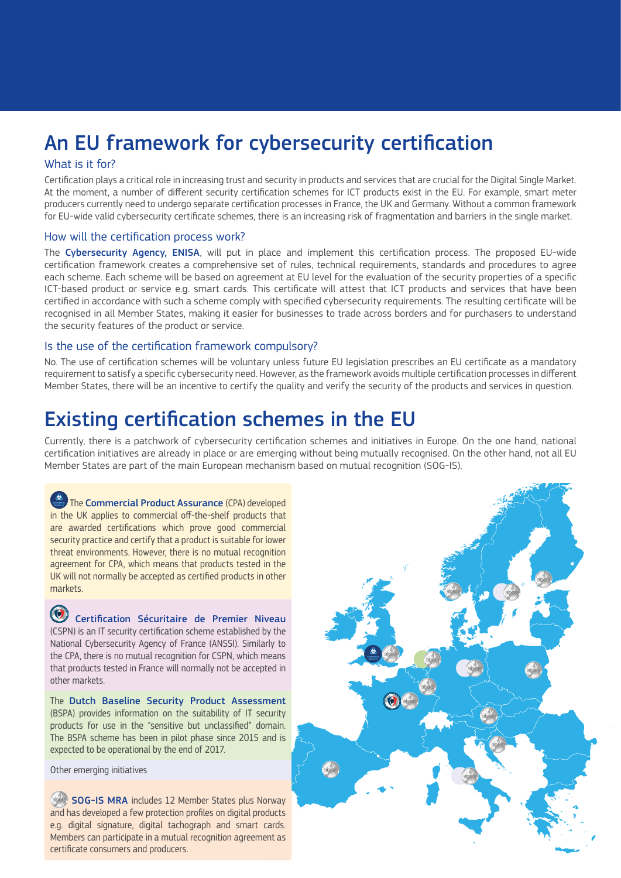# An EU framework for cybersecurity certification

## What is it for?

Certification plays a critical role in increasing trust and security in products and services that are crucial for the Digital Single Market. At the moment, a number of different security certification schemes for ICT products exist in the EU. For example, smart meter producers currently need to undergo separate certification processes in France, the UK and Germany. Without a common framework for EU-wide valid cybersecurity certificate schemes, there is an increasing risk of fragmentation and barriers in the single market.

## How will the certification process work?

The **Cybersecurity Agency, ENISA**, will put in place and implement this certification process. The proposed EU-wide certification framework creates a comprehensive set of rules, technical requirements, standards and procedures to agree each scheme. Each scheme will be based on agreement at EU level for the evaluation of the security properties of a specific ICT-based product or service e.g. smart cards. This certificate will attest that ICT products and services that have been certified in accordance with such a scheme comply with specified cybersecurity requirements. The resulting certificate will be recognised in all Member States, making it easier for businesses to trade across borders and for purchasers to understand the security features of the product or service.

## Is the use of the certification framework compulsory?

No. The use of certification schemes will be voluntary unless future EU legislation prescribes an EU certificate as a mandatory requirement to satisfy a specific cybersecurity need. However, as the framework avoids multiple certification processes in different Member States, there will be an incentive to certify the quality and verify the security of the products and services in question.

# Existing certification schemes in the EU

Currently, there is a patchwork of cybersecurity certification schemes and initiatives in Europe. On the one hand, national certification initiatives are already in place or are emerging without being mutually recognised. On the other hand, not all EU Member States are part of the main European mechanism based on mutual recognition (SOG-IS).

The **Commercial Product Assurance** (CPA) developed in the UK applies to commercial off-the-shelf products that are awarded certifications which prove good commercial security practice and certify that a product is suitable for lower threat environments. However, there is no mutual recognition agreement for CPA, which means that products tested in the UK will not normally be accepted as certified products in other markets.

**Certification Sécuritaire de Premier Niveau** (CSPN) is an IT security certification scheme established by the National Cybersecurity Agency of France (ANSSI). Similarly to the CPA, there is no mutual recognition for CSPN, which means that products tested in France will normally not be accepted in other markets.

The **Dutch Baseline Security Product Assessment** (BSPA) provides information on the suitability of IT security products for use in the "sensitive but unclassified" domain. The BSPA scheme has been in pilot phase since 2015 and is expected to be operational by the end of 2017.

Other emerging initiatives

**SOG-IS MRA** includes 12 Member States plus Norway and has developed a few protection profiles on digital products e.g. digital signature, digital tachograph and smart cards. Members can participate in a mutual recognition agreement as certificate consumers and producers.